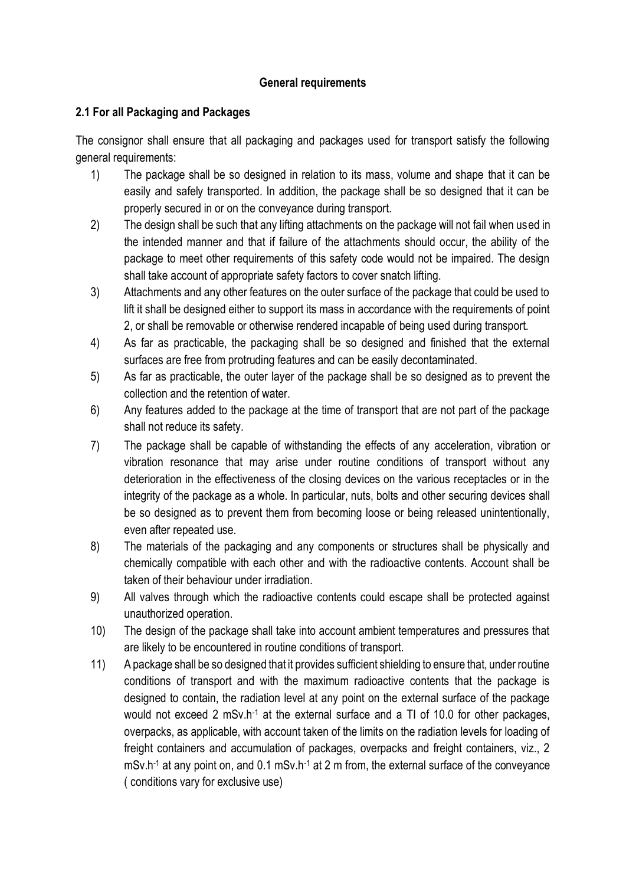## General requirements

### 2.1 For all Packaging and Packages

The consignor shall ensure that all packaging and packages used for transport satisfy the following general requirements:

1) The package shall be so designed in relation to its mass, volume and shape that it can be easily and safely transported. In addition, the package shall be so designed that it can be properly secured in or on the conveyance during transport.
2) The design shall be such that any lifting attachments on the package will not fail when used in the intended manner and that if failure of the attachments should occur, the ability of the package to meet other requirements of this safety code would not be impaired. The design shall take account of appropriate safety factors to cover snatch lifting.
3) Attachments and any other features on the outer surface of the package that could be used to lift it shall be designed either to support its mass in accordance with the requirements of point 2, or shall be removable or otherwise rendered incapable of being used during transport.
4) As far as practicable, the packaging shall be so designed and finished that the external surfaces are free from protruding features and can be easily decontaminated.
5) As far as practicable, the outer layer of the package shall be so designed as to prevent the collection and the retention of water.
6) Any features added to the package at the time of transport that are not part of the package shall not reduce its safety.
7) The package shall be capable of withstanding the effects of any acceleration, vibration or vibration resonance that may arise under routine conditions of transport without any deterioration in the effectiveness of the closing devices on the various receptacles or in the integrity of the package as a whole. In particular, nuts, bolts and other securing devices shall be so designed as to prevent them from becoming loose or being released unintentionally, even after repeated use.
8) The materials of the packaging and any components or structures shall be physically and chemically compatible with each other and with the radioactive contents. Account shall be taken of their behaviour under irradiation.
9) All valves through which the radioactive contents could escape shall be protected against unauthorized operation.
10) The design of the package shall take into account ambient temperatures and pressures that are likely to be encountered in routine conditions of transport.
11) A package shall be so designed that it provides sufficient shielding to ensure that, under routine conditions of transport and with the maximum radioactive contents that the package is designed to contain, the radiation level at any point on the external surface of the package would not exceed 2 $mSv.h^{-1}$ at the external surface and a TI of 10.0 for other packages, overpacks, as applicable, with account taken of the limits on the radiation levels for loading of freight containers and accumulation of packages, overpacks and freight containers, viz., 2 $mSv.h^{-1}$ at any point on, and 0.1 $mSv.h^{-1}$ at 2 m from, the external surface of the conveyance ( conditions vary for exclusive use)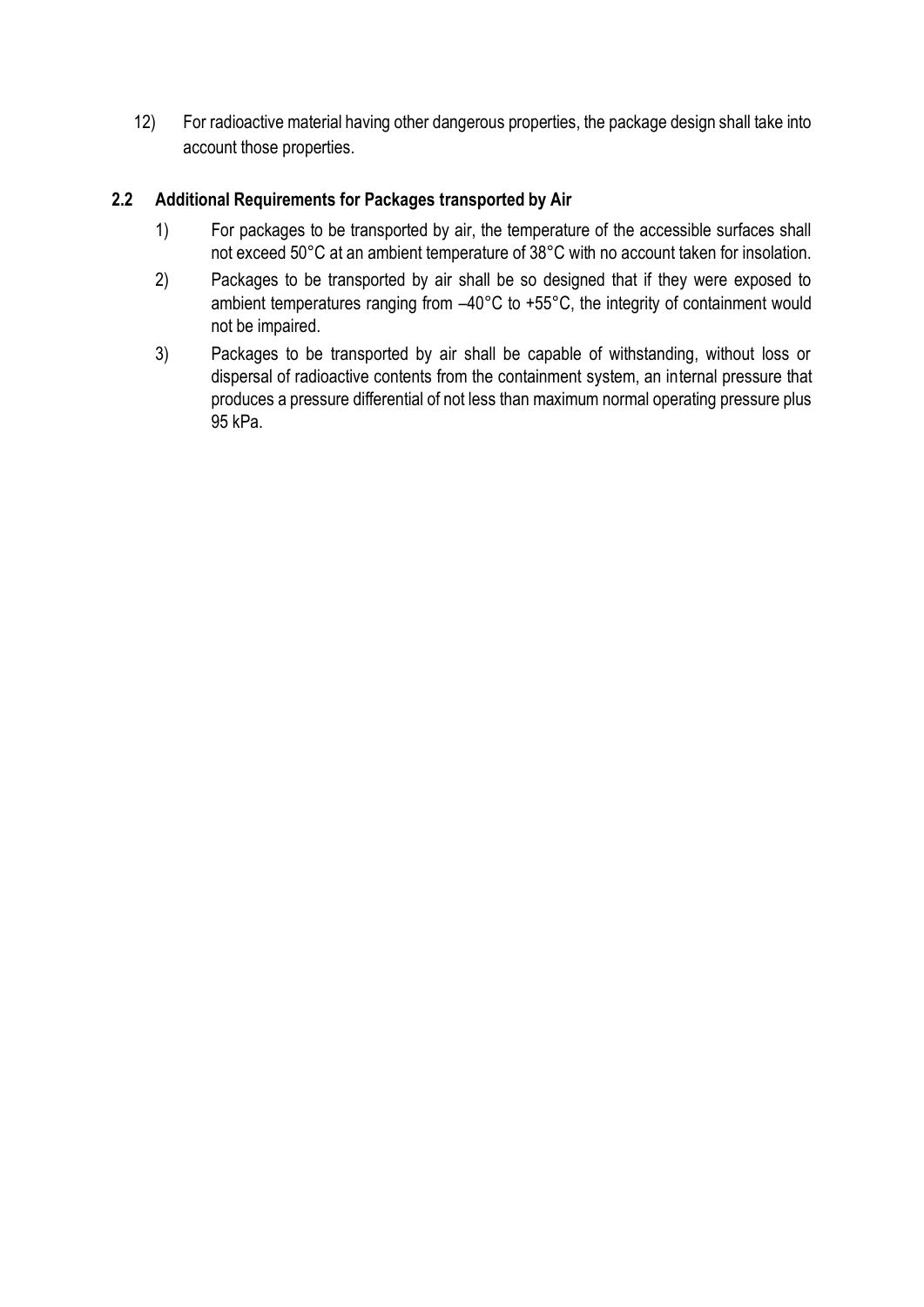12) For radioactive material having other dangerous properties, the package design shall take into account those properties.

## 2.2 Additional Requirements for Packages transported by Air

1) For packages to be transported by air, the temperature of the accessible surfaces shall not exceed 50°C at an ambient temperature of 38°C with no account taken for insolation.
2) Packages to be transported by air shall be so designed that if they were exposed to ambient temperatures ranging from –40°C to +55°C, the integrity of containment would not be impaired.
3) Packages to be transported by air shall be capable of withstanding, without loss or dispersal of radioactive contents from the containment system, an internal pressure that produces a pressure differential of not less than maximum normal operating pressure plus 95 kPa.